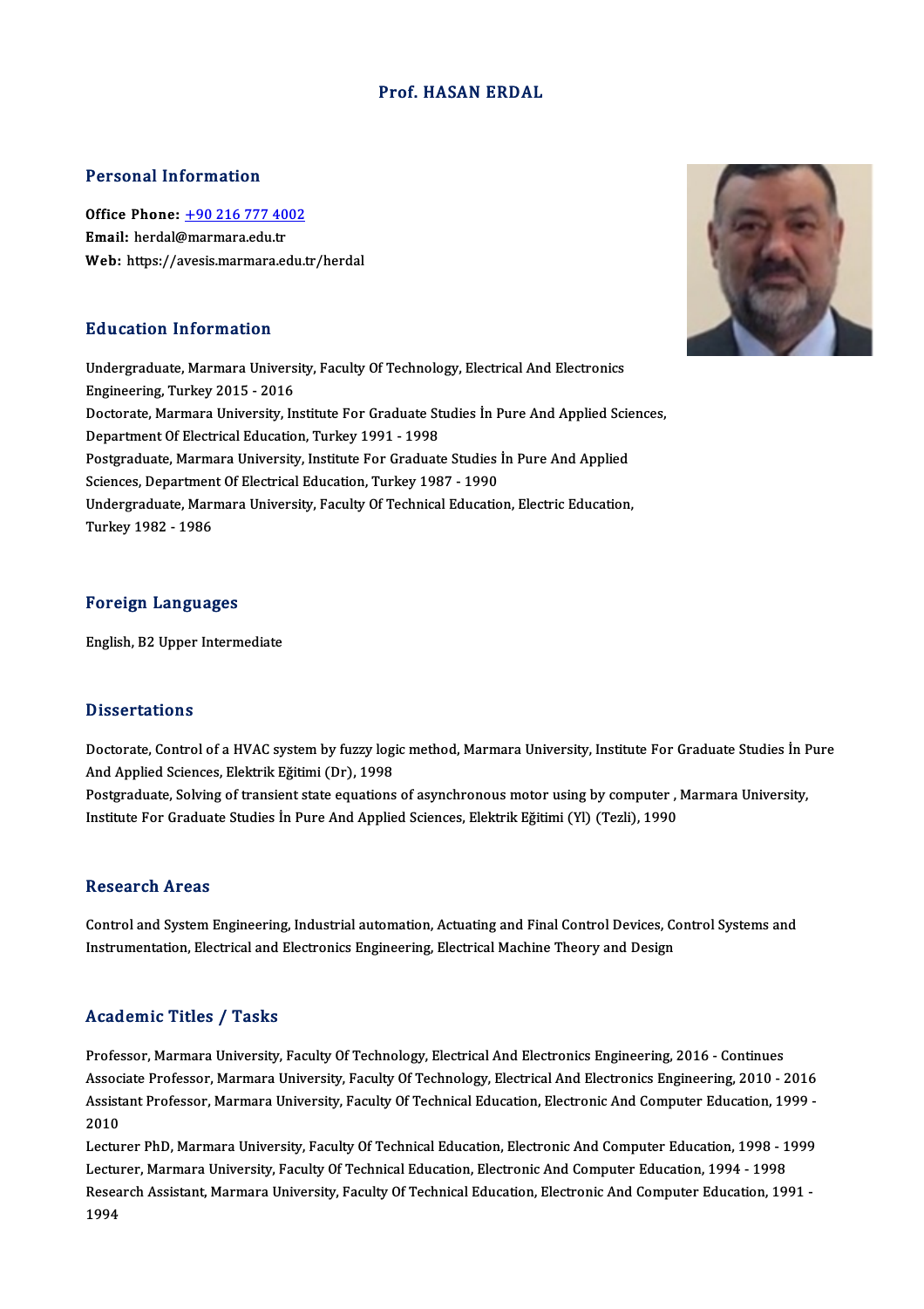# Prof. HASAN ERDAL

## Personal Information

**Office Phone:** +90 216 777 4002
**Email:** herdal@marmara.edu.tr
**Web:** https://avesis.marmara.edu.tr/herdal

## Education Information

Undergraduate, Marmara University, Faculty Of Technology, Electrical And Electronics Engineering, Turkey 2015 - 2016
Doctorate, Marmara University, Institute For Graduate Studies İn Pure And Applied Sciences, Department Of Electrical Education, Turkey 1991 - 1998
Postgraduate, Marmara University, Institute For Graduate Studies İn Pure And Applied Sciences, Department Of Electrical Education, Turkey 1987 - 1990
Undergraduate, Marmara University, Faculty Of Technical Education, Electric Education, Turkey 1982 - 1986

## Foreign Languages

English, B2 Upper Intermediate

## Dissertations

Doctorate, Control of a HVAC system by fuzzy logic method, Marmara University, Institute For Graduate Studies İn Pure And Applied Sciences, Elektrik Eğitimi (Dr), 1998
Postgraduate, Solving of transient state equations of asynchronous motor using by computer , Marmara University, Institute For Graduate Studies İn Pure And Applied Sciences, Elektrik Eğitimi (Yl) (Tezli), 1990

## Research Areas

Control and System Engineering, Industrial automation, Actuating and Final Control Devices, Control Systems and Instrumentation, Electrical and Electronics Engineering, Electrical Machine Theory and Design

## Academic Titles / Tasks

Professor, Marmara University, Faculty Of Technology, Electrical And Electronics Engineering, 2016 - Continues
Associate Professor, Marmara University, Faculty Of Technology, Electrical And Electronics Engineering, 2010 - 2016
Assistant Professor, Marmara University, Faculty Of Technical Education, Electronic And Computer Education, 1999 - 2010
Lecturer PhD, Marmara University, Faculty Of Technical Education, Electronic And Computer Education, 1998 - 1999
Lecturer, Marmara University, Faculty Of Technical Education, Electronic And Computer Education, 1994 - 1998
Research Assistant, Marmara University, Faculty Of Technical Education, Electronic And Computer Education, 1991 - 1994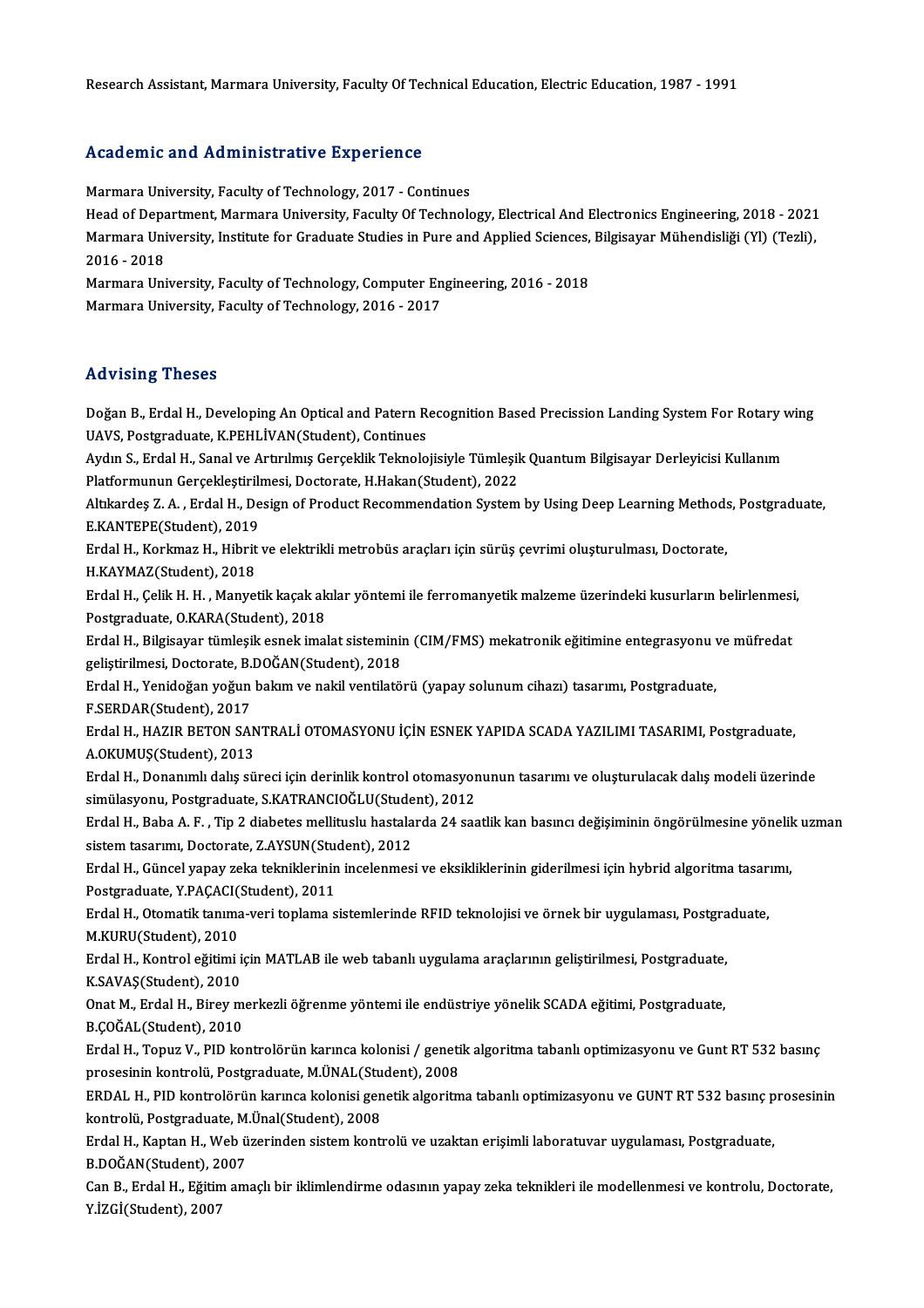Research Assistant, Marmara University, Faculty Of Technical Education, Electric Education, 1987 - 1991

## Academic and Administrative Experience

Marmara University, Faculty of Technology, 2017 - Continues
Head of Department, Marmara University, Faculty Of Technology, Electrical And Electronics Engineering, 2018 - 2021
Marmara University, Institute for Graduate Studies in Pure and Applied Sciences, Bilgisayar Mühendisliği (Yl) (Tezli), 2016 - 2018
Marmara University, Faculty of Technology, Computer Engineering, 2016 - 2018
Marmara University, Faculty of Technology, 2016 - 2017

## Advising Theses

Doğan B., Erdal H., Developing An Optical and Patern Recognition Based Precission Landing System For Rotary wing UAVS, Postgraduate, K.PEHLİVAN(Student), Continues
Aydın S., Erdal H., Sanal ve Artırılmış Gerçeklik Teknolojisiyle Tümleşik Quantum Bilgisayar Derleyicisi Kullanım Platformunun Gerçekleştirilmesi, Doctorate, H.Hakan(Student), 2022
Altıkardeş Z. A. , Erdal H., Design of Product Recommendation System by Using Deep Learning Methods, Postgraduate, E.KANTEPE(Student), 2019
Erdal H., Korkmaz H., Hibrit ve elektrikli metrobüs araçları için sürüş çevrimi oluşturulması, Doctorate, H.KAYMAZ(Student), 2018
Erdal H., Çelik H. H. , Manyetik kaçak akılar yöntemi ile ferromanyetik malzeme üzerindeki kusurların belirlenmesi, Postgraduate, O.KARA(Student), 2018
Erdal H., Bilgisayar tümleşik esnek imalat sisteminin (CIM/FMS) mekatronik eğitimine entegrasyonu ve müfredat geliştirilmesi, Doctorate, B.DOĞAN(Student), 2018
Erdal H., Yenidoğan yoğun bakım ve nakil ventilatörü (yapay solunum cihazı) tasarımı, Postgraduate, F.SERDAR(Student), 2017
Erdal H., HAZIR BETON SANTRALİ OTOMASYONU İÇİN ESNEK YAPIDA SCADA YAZILIMI TASARIMI, Postgraduate, A.OKUMUŞ(Student), 2013
Erdal H., Donanımlı dalış süreci için derinlik kontrol otomasyonunun tasarımı ve oluşturulacak dalış modeli üzerinde simülasyonu, Postgraduate, S.KATRANCIOĞLU(Student), 2012
Erdal H., Baba A. F. , Tip 2 diabetes mellituslu hastalarda 24 saatlik kan basıncı değişiminin öngörülmesine yönelik uzman sistem tasarımı, Doctorate, Z.AYSUN(Student), 2012
Erdal H., Güncel yapay zeka tekniklerinin incelenmesi ve eksikliklerinin giderilmesi için hybrid algoritma tasarımı, Postgraduate, Y.PAÇACI(Student), 2011
Erdal H., Otomatik tanıma-veri toplama sistemlerinde RFID teknolojisi ve örnek bir uygulaması, Postgraduate, M.KURU(Student), 2010
Erdal H., Kontrol eğitimi için MATLAB ile web tabanlı uygulama araçlarının geliştirilmesi, Postgraduate, K.SAVAŞ(Student), 2010
Onat M., Erdal H., Birey merkezli öğrenme yöntemi ile endüstriye yönelik SCADA eğitimi, Postgraduate, B.ÇOĞAL(Student), 2010
Erdal H., Topuz V., PID kontrolörün karınca kolonisi / genetik algoritma tabanlı optimizasyonu ve Gunt RT 532 basınç prosesinin kontrolü, Postgraduate, M.ÜNAL(Student), 2008
ERDAL H., PID kontrolörün karınca kolonisi genetik algoritma tabanlı optimizasyonu ve GUNT RT 532 basınç prosesinin kontrolü, Postgraduate, M.Ünal(Student), 2008
Erdal H., Kaptan H., Web üzerinden sistem kontrolü ve uzaktan erişimli laboratuvar uygulaması, Postgraduate, B.DOĞAN(Student), 2007
Can B., Erdal H., Eğitim amaçlı bir iklimlendirme odasının yapay zeka teknikleri ile modellenmesi ve kontrolu, Doctorate, Y.İZGİ(Student), 2007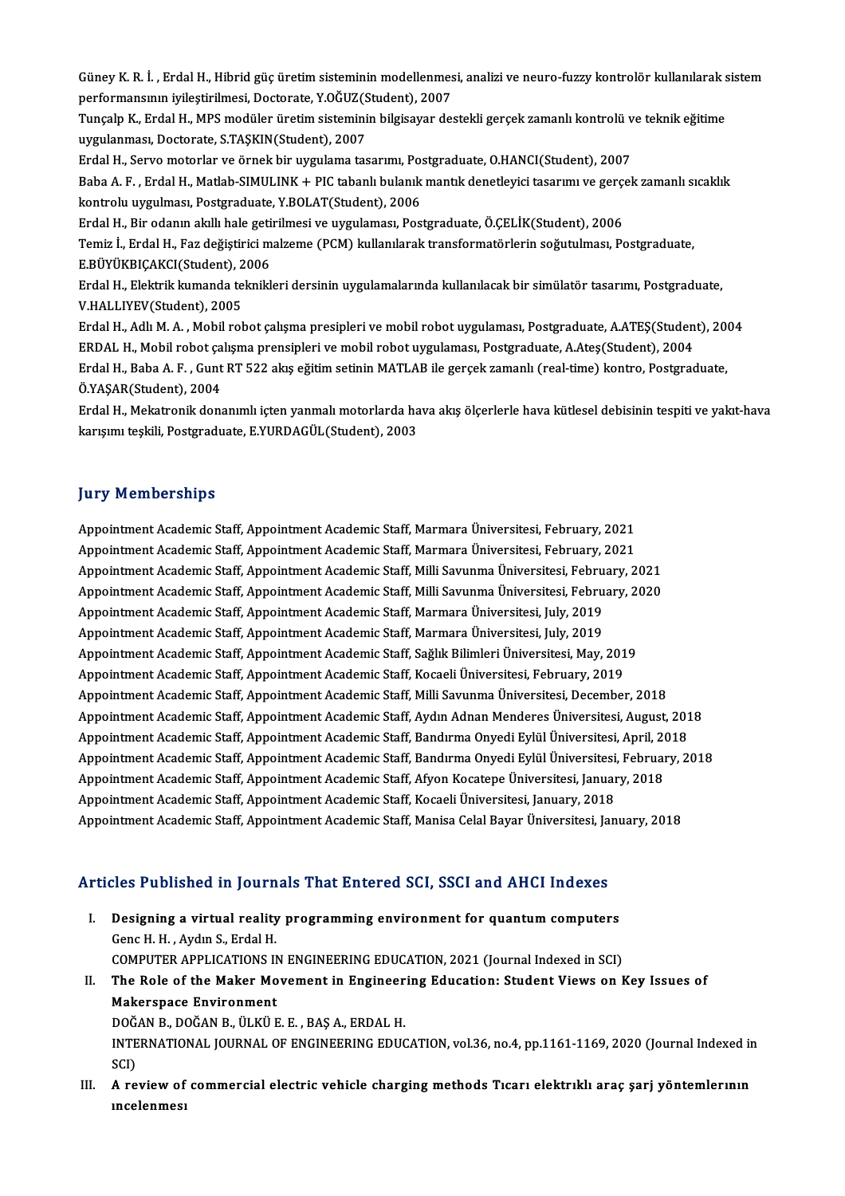Güney K. R. İ. , Erdal H., Hibrid güç üretim sisteminin modellenmesi, analizi ve neuro-fuzzy kontrolör kullanılarak sistem performansının iyileştirilmesi, Doctorate, Y.OĞUZ(Student), 2007

Tunçalp K., Erdal H., MPS modüler üretim sisteminin bilgisayar destekli gerçek zamanlı kontrolü ve teknik eğitime uygulanması, Doctorate, S.TAŞKIN(Student), 2007

Erdal H., Servo motorlar ve örnek bir uygulama tasarımı, Postgraduate, O.HANCI(Student), 2007

Baba A. F. , Erdal H., Matlab-SIMULINK + PIC tabanlı bulanık mantık denetleyici tasarımı ve gerçek zamanlı sıcaklık kontrolu uygulması, Postgraduate, Y.BOLAT(Student), 2006

Erdal H., Bir odanın akıllı hale getirilmesi ve uygulaması, Postgraduate, Ö.ÇELİK(Student), 2006

Temiz İ., Erdal H., Faz değiştirici malzeme (PCM) kullanılarak transformatörlerin soğutulması, Postgraduate, E.BÜYÜKBIÇAKCI(Student), 2006

Erdal H., Elektrik kumanda teknikleri dersinin uygulamalarında kullanılacak bir simülatör tasarımı, Postgraduate, V.HALLIYEV(Student), 2005

Erdal H., Adlı M. A. , Mobil robot çalışma presipleri ve mobil robot uygulaması, Postgraduate, A.ATEŞ(Student), 2004

ERDAL H., Mobil robot çalışma prensipleri ve mobil robot uygulaması, Postgraduate, A.Ateş(Student), 2004

Erdal H., Baba A. F. , Gunt RT 522 akış eğitim setinin MATLAB ile gerçek zamanlı (real-time) kontro, Postgraduate, Ö.YAŞAR(Student), 2004

Erdal H., Mekatronik donanımlı içten yanmalı motorlarda hava akış ölçerlerle hava kütlesel debisinin tespiti ve yakıt-hava karışımı teşkili, Postgraduate, E.YURDAGÜL(Student), 2003

## Jury Memberships

Appointment Academic Staff, Appointment Academic Staff, Marmara Üniversitesi, February, 2021
Appointment Academic Staff, Appointment Academic Staff, Marmara Üniversitesi, February, 2021
Appointment Academic Staff, Appointment Academic Staff, Milli Savunma Üniversitesi, February, 2021
Appointment Academic Staff, Appointment Academic Staff, Milli Savunma Üniversitesi, February, 2020
Appointment Academic Staff, Appointment Academic Staff, Marmara Üniversitesi, July, 2019
Appointment Academic Staff, Appointment Academic Staff, Marmara Üniversitesi, July, 2019
Appointment Academic Staff, Appointment Academic Staff, Sağlık Bilimleri Üniversitesi, May, 2019
Appointment Academic Staff, Appointment Academic Staff, Kocaeli Üniversitesi, February, 2019
Appointment Academic Staff, Appointment Academic Staff, Milli Savunma Üniversitesi, December, 2018
Appointment Academic Staff, Appointment Academic Staff, Aydın Adnan Menderes Üniversitesi, August, 2018
Appointment Academic Staff, Appointment Academic Staff, Bandırma Onyedi Eylül Üniversitesi, April, 2018
Appointment Academic Staff, Appointment Academic Staff, Bandırma Onyedi Eylül Üniversitesi, February, 2018
Appointment Academic Staff, Appointment Academic Staff, Afyon Kocatepe Üniversitesi, January, 2018
Appointment Academic Staff, Appointment Academic Staff, Kocaeli Üniversitesi, January, 2018
Appointment Academic Staff, Appointment Academic Staff, Manisa Celal Bayar Üniversitesi, January, 2018

## Articles Published in Journals That Entered SCI, SSCI and AHCI Indexes

I. **Designing a virtual reality programming environment for quantum computers**
   Genc H. H. , Aydın S., Erdal H.
   COMPUTER APPLICATIONS IN ENGINEERING EDUCATION, 2021 (Journal Indexed in SCI)

II. **The Role of the Maker Movement in Engineering Education: Student Views on Key Issues of Makerspace Environment**
   DOĞAN B., DOĞAN B., ÜLKÜ E. E. , BAŞ A., ERDAL H.
   INTERNATIONAL JOURNAL OF ENGINEERING EDUCATION, vol.36, no.4, pp.1161-1169, 2020 (Journal Indexed in SCI)

III. **A review of commercial electric vehicle charging methods Tıcarı elektrıklı araç şarj yöntemlerının ıncelenmesı**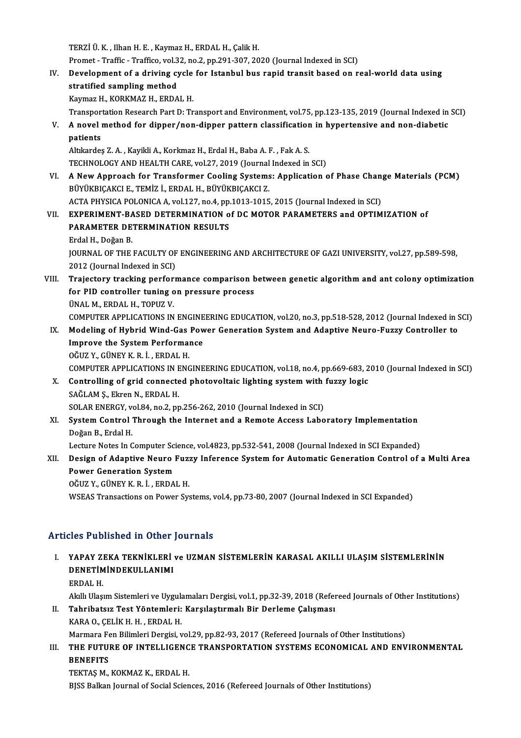TERZİ Ü. K. , Ilhan H. E. , Kaymaz H., ERDAL H., Çalik H.
Promet - Traffic - Traffico, vol.32, no.2, pp.291-307, 2020 (Journal Indexed in SCI)

IV. **Development of a driving cycle for Istanbul bus rapid transit based on real-world data using stratified sampling method**
Kaymaz H., KORKMAZ H., ERDAL H.
Transportation Research Part D: Transport and Environment, vol.75, pp.123-135, 2019 (Journal Indexed in SCI)

V. **A novel method for dipper/non-dipper pattern classification in hypertensive and non-diabetic patients**
Altıkardeş Z. A. , Kayikli A., Korkmaz H., Erdal H., Baba A. F. , Fak A. S.
TECHNOLOGY AND HEALTH CARE, vol.27, 2019 (Journal Indexed in SCI)

VI. **A New Approach for Transformer Cooling Systems: Application of Phase Change Materials (PCM)**
BÜYÜKBIÇAKCI E., TEMİZ İ., ERDAL H., BÜYÜKBIÇAKCI Z.
ACTA PHYSICA POLONICA A, vol.127, no.4, pp.1013-1015, 2015 (Journal Indexed in SCI)

VII. **EXPERIMENT-BASED DETERMINATION OF DC MOTOR PARAMETERS and OPTIMIZATION of PARAMETER DETERMINATION RESULTS**
Erdal H., Doğan B.
JOURNAL OF THE FACULTY OF ENGINEERING AND ARCHITECTURE OF GAZI UNIVERSITY, vol.27, pp.589-598, 2012 (Journal Indexed in SCI)

VIII. **Trajectory tracking performance comparison between genetic algorithm and ant colony optimization for PID controller tuning on pressure process**
ÜNAL M., ERDAL H., TOPUZ V.
COMPUTER APPLICATIONS IN ENGINEERING EDUCATION, vol.20, no.3, pp.518-528, 2012 (Journal Indexed in SCI)

IX. **Modeling of Hybrid Wind-Gas Power Generation System and Adaptive Neuro-Fuzzy Controller to Improve the System Performance**
OĞUZ Y., GÜNEY K. R. İ. , ERDAL H.
COMPUTER APPLICATIONS IN ENGINEERING EDUCATION, vol.18, no.4, pp.669-683, 2010 (Journal Indexed in SCI)

X. **Controlling of grid connected photovoltaic lighting system with fuzzy logic**
SAĞLAM Ş., Ekren N., ERDAL H.
SOLAR ENERGY, vol.84, no.2, pp.256-262, 2010 (Journal Indexed in SCI)

XI. **System Control Through the Internet and a Remote Access Laboratory Implementation**
Doğan B., Erdal H.
Lecture Notes In Computer Science, vol.4823, pp.532-541, 2008 (Journal Indexed in SCI Expanded)

XII. **Design of Adaptive Neuro Fuzzy Inference System for Automatic Generation Control of a Multi Area Power Generation System**
OĞUZ Y., GÜNEY K. R. İ. , ERDAL H.
WSEAS Transactions on Power Systems, vol.4, pp.73-80, 2007 (Journal Indexed in SCI Expanded)

## Articles Published in Other Journals

I. **YAPAY ZEKA TEKNİKLERİ ve UZMAN SİSTEMLERİN KARASAL AKILLI ULAŞIM SİSTEMLERİNİN DENETİMİNDEKULLANIMI**
ERDAL H.
Akıllı Ulaşım Sistemleri ve Uygulamaları Dergisi, vol.1, pp.32-39, 2018 (Refereed Journals of Other Institutions)

II. **Tahribatsız Test Yöntemleri: Karşılaştırmalı Bir Derleme Çalışması**
KARA O., ÇELİK H. H. , ERDAL H.
Marmara Fen Bilimleri Dergisi, vol.29, pp.82-93, 2017 (Refereed Journals of Other Institutions)

III. **THE FUTURE OF INTELLIGENCE TRANSPORTATION SYSTEMS ECONOMICAL AND ENVIRONMENTAL BENEFITS**
TEKTAŞ M., KOKMAZ K., ERDAL H.
BJSS Balkan Journal of Social Sciences, 2016 (Refereed Journals of Other Institutions)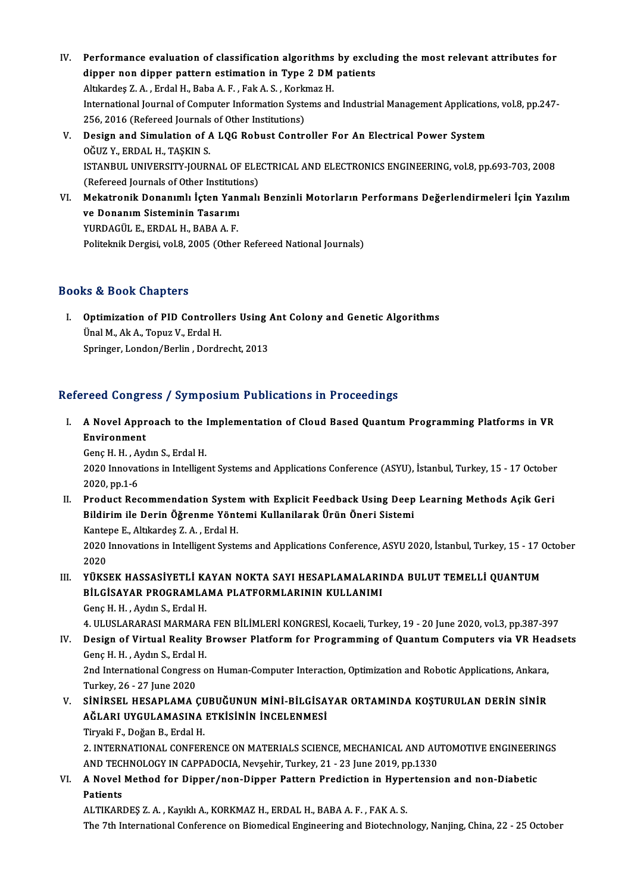IV. **Performance evaluation of classification algorithms by excluding the most relevant attributes for dipper non dipper pattern estimation in Type 2 DM patients**
Altıkardeş Z. A. , Erdal H., Baba A. F. , Fak A. S. , Korkmaz H.
International Journal of Computer Information Systems and Industrial Management Applications, vol.8, pp.247-256, 2016 (Refereed Journals of Other Institutions)

V. **Design and Simulation of A LQG Robust Controller For An Electrical Power System**
OĞUZ Y., ERDAL H., TAŞKIN S.
ISTANBUL UNIVERSITY-JOURNAL OF ELECTRICAL AND ELECTRONICS ENGINEERING, vol.8, pp.693-703, 2008 (Refereed Journals of Other Institutions)

VI. **Mekatronik Donanımlı İçten Yanmalı Benzinli Motorların Performans Değerlendirmeleri İçin Yazılım ve Donanım Sisteminin Tasarımı**
YURDAGÜL E., ERDAL H., BABA A. F.
Politeknik Dergisi, vol.8, 2005 (Other Refereed National Journals)

## Books & Book Chapters

I. **Optimization of PID Controllers Using Ant Colony and Genetic Algorithms**
Ünal M., Ak A., Topuz V., Erdal H.
Springer, London/Berlin , Dordrecht, 2013

## Refereed Congress / Symposium Publications in Proceedings

I. **A Novel Approach to the Implementation of Cloud Based Quantum Programming Platforms in VR Environment**
Genç H. H. , Aydın S., Erdal H.
2020 Innovations in Intelligent Systems and Applications Conference (ASYU), İstanbul, Turkey, 15 - 17 October 2020, pp.1-6

II. **Product Recommendation System with Explicit Feedback Using Deep Learning Methods Açik Geri Bildirim ile Derin Öğrenme Yöntemi Kullanilarak Ürün Öneri Sistemi**
Kantepe E., Altıkardeş Z. A. , Erdal H.
2020 Innovations in Intelligent Systems and Applications Conference, ASYU 2020, İstanbul, Turkey, 15 - 17 October 2020

III. **YÜKSEK HASSASİYETLİ KAYAN NOKTA SAYI HESAPLAMALARINDA BULUT TEMELLİ QUANTUM BİLGİSAYAR PROGRAMLAMA PLATFORMLARININ KULLANIMI**
Genç H. H. , Aydın S., Erdal H.
4. ULUSLARARASI MARMARA FEN BİLİMLERİ KONGRESİ, Kocaeli, Turkey, 19 - 20 June 2020, vol.3, pp.387-397

IV. **Design of Virtual Reality Browser Platform for Programming of Quantum Computers via VR Headsets**
Genç H. H. , Aydın S., Erdal H.
2nd International Congress on Human-Computer Interaction, Optimization and Robotic Applications, Ankara, Turkey, 26 - 27 June 2020

V. **SİNİRSEL HESAPLAMA ÇUBUĞUNUN MİNİ-BİLGİSAYAR ORTAMINDA KOŞTURULAN DERİN SİNİR AĞLARI UYGULAMASINA ETKİSİNİN İNCELENMESİ**
Tiryaki F., Doğan B., Erdal H.
2. INTERNATIONAL CONFERENCE ON MATERIALS SCIENCE, MECHANICAL AND AUTOMOTIVE ENGINEERINGS AND TECHNOLOGY IN CAPPADOCIA, Nevşehir, Turkey, 21 - 23 June 2019, pp.1330

VI. **A Novel Method for Dipper/non-Dipper Pattern Prediction in Hypertension and non-Diabetic Patients**
ALTIKARDEŞ Z. A. , Kayıklı A., KORKMAZ H., ERDAL H., BABA A. F. , FAK A. S.
The 7th International Conference on Biomedical Engineering and Biotechnology, Nanjing, China, 22 - 25 October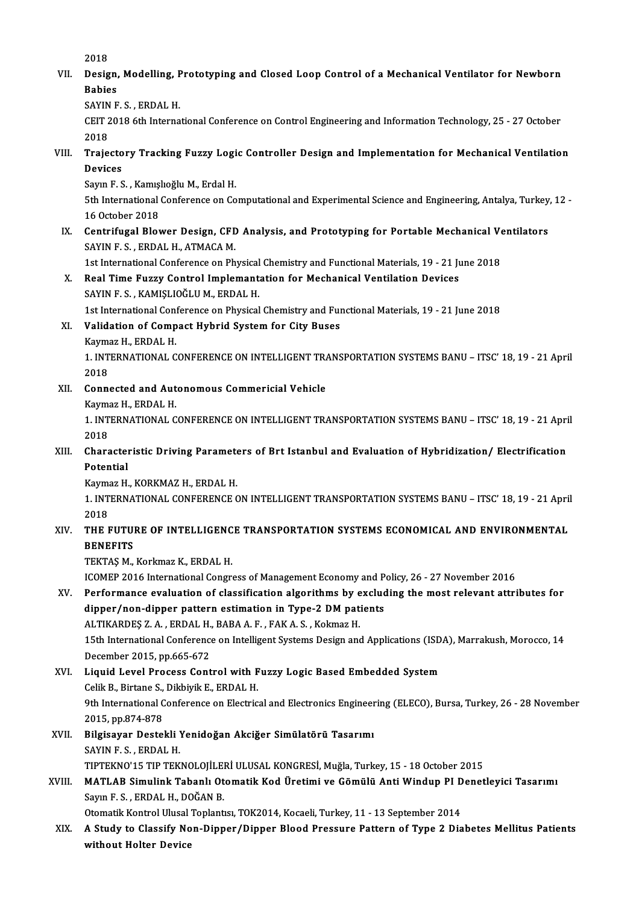2018

VII. **Design, Modelling, Prototyping and Closed Loop Control of a Mechanical Ventilator for Newborn Babies**
SAYIN F. S. , ERDAL H.
CEIT 2018 6th International Conference on Control Engineering and Information Technology, 25 - 27 October 2018

VIII. **Trajectory Tracking Fuzzy Logic Controller Design and Implementation for Mechanical Ventilation Devices**
Sayın F. S. , Kamışlıoğlu M., Erdal H.
5th International Conference on Computational and Experimental Science and Engineering, Antalya, Turkey, 12 - 16 October 2018

IX. **Centrifugal Blower Design, CFD Analysis, and Prototyping for Portable Mechanical Ventilators**
SAYIN F. S. , ERDAL H., ATMACA M.
1st International Conference on Physical Chemistry and Functional Materials, 19 - 21 June 2018

X. **Real Time Fuzzy Control Implemantation for Mechanical Ventilation Devices**
SAYIN F. S. , KAMIŞLIOĞLU M., ERDAL H.
1st International Conference on Physical Chemistry and Functional Materials, 19 - 21 June 2018

XI. **Validation of Compact Hybrid System for City Buses**
Kaymaz H., ERDAL H.
1. INTERNATIONAL CONFERENCE ON INTELLIGENT TRANSPORTATION SYSTEMS BANU – ITSC' 18, 19 - 21 April 2018

XII. **Connected and Autonomous Commericial Vehicle**
Kaymaz H., ERDAL H.
1. INTERNATIONAL CONFERENCE ON INTELLIGENT TRANSPORTATION SYSTEMS BANU – ITSC' 18, 19 - 21 April 2018

XIII. **Characteristic Driving Parameters of Brt Istanbul and Evaluation of Hybridization/ Electrification Potential**
Kaymaz H., KORKMAZ H., ERDAL H.
1. INTERNATIONAL CONFERENCE ON INTELLIGENT TRANSPORTATION SYSTEMS BANU – ITSC' 18, 19 - 21 April 2018

XIV. **THE FUTURE OF INTELLIGENCE TRANSPORTATION SYSTEMS ECONOMICAL AND ENVIRONMENTAL BENEFITS**
TEKTAŞ M., Korkmaz K., ERDAL H.
ICOMEP 2016 International Congress of Management Economy and Policy, 26 - 27 November 2016

XV. **Performance evaluation of classification algorithms by excluding the most relevant attributes for dipper/non-dipper pattern estimation in Type-2 DM patients**
ALTIKARDEŞ Z. A. , ERDAL H., BABA A. F. , FAK A. S. , Kokmaz H.
15th International Conference on Intelligent Systems Design and Applications (ISDA), Marrakush, Morocco, 14 December 2015, pp.665-672

XVI. **Liquid Level Process Control with Fuzzy Logic Based Embedded System**
Celik B., Birtane S., Dikbiyik E., ERDAL H.
9th International Conference on Electrical and Electronics Engineering (ELECO), Bursa, Turkey, 26 - 28 November 2015, pp.874-878

XVII. **Bilgisayar Destekli Yenidoğan Akciğer Simülatörü Tasarımı**
SAYIN F. S. , ERDAL H.
TIPTEKNO'15 TIP TEKNOLOJİLERİ ULUSAL KONGRESİ, Muğla, Turkey, 15 - 18 October 2015

XVIII. **MATLAB Simulink Tabanlı Otomatik Kod Üretimi ve Gömülü Anti Windup PI Denetleyici Tasarımı**
Sayın F. S. , ERDAL H., DOĞAN B.
Otomatik Kontrol Ulusal Toplantısı, TOK2014, Kocaeli, Turkey, 11 - 13 September 2014

XIX. **A Study to Classify Non-Dipper/Dipper Blood Pressure Pattern of Type 2 Diabetes Mellitus Patients without Holter Device**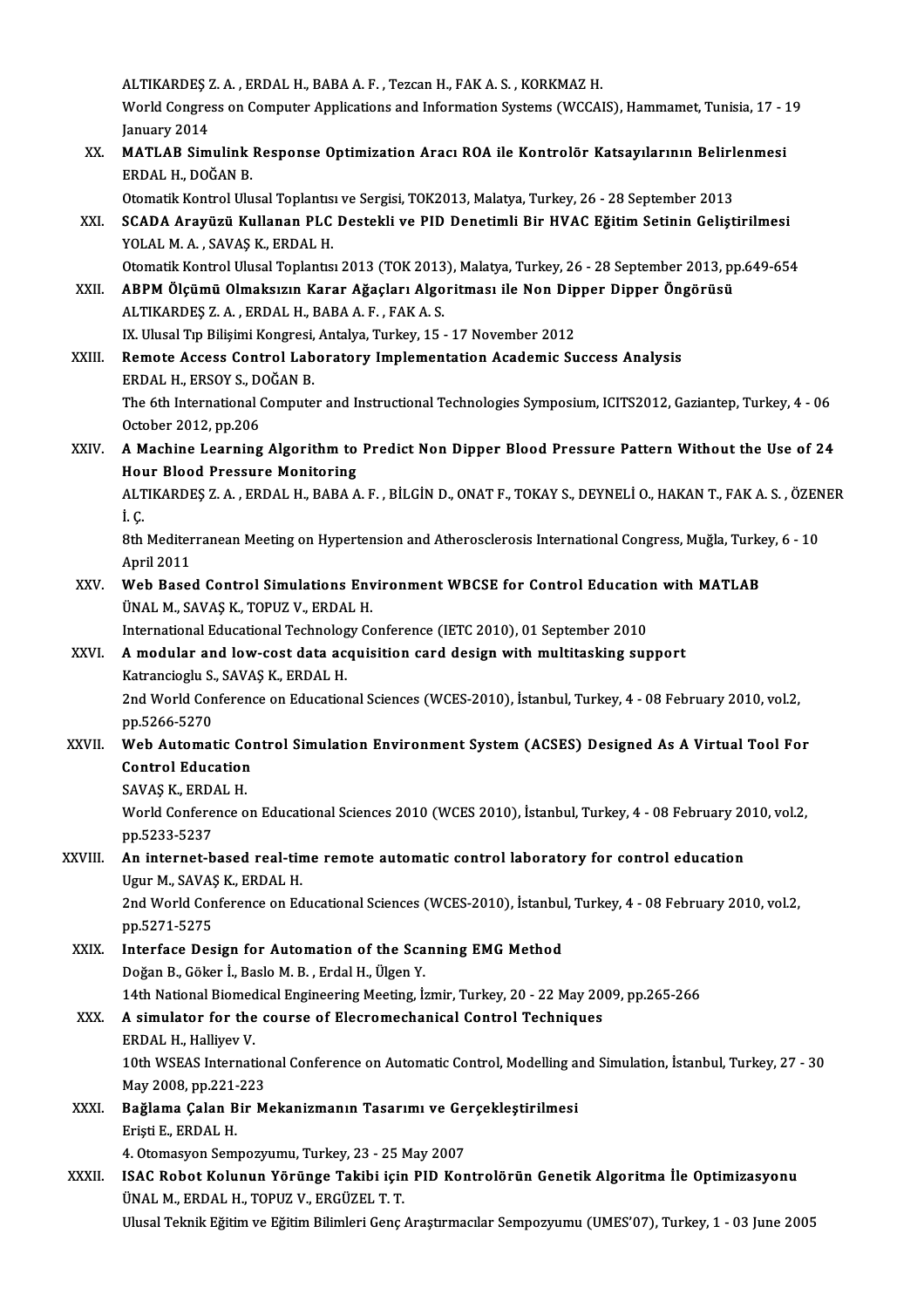ALTIKARDEŞ Z. A. , ERDAL H., BABA A. F. , Tezcan H., FAK A. S. , KORKMAZ H.
World Congress on Computer Applications and Information Systems (WCCAIS), Hammamet, Tunisia, 17 - 19 January 2014

XX. **MATLAB Simulink Response Optimization Aracı ROA ile Kontrolör Katsayılarının Belirlenmesi**
ERDAL H., DOĞAN B.
Otomatik Kontrol Ulusal Toplantısı ve Sergisi, TOK2013, Malatya, Turkey, 26 - 28 September 2013

XXI. **SCADA Arayüzü Kullanan PLC Destekli ve PID Denetimli Bir HVAC Eğitim Setinin Geliştirilmesi**
YOLAL M. A. , SAVAŞ K., ERDAL H.
Otomatik Kontrol Ulusal Toplantısı 2013 (TOK 2013), Malatya, Turkey, 26 - 28 September 2013, pp.649-654

XXII. **ABPM Ölçümü Olmaksızın Karar Ağaçları Algoritması ile Non Dipper Dipper Öngörüsü**
ALTIKARDEŞ Z. A. , ERDAL H., BABA A. F. , FAK A. S.
IX. Ulusal Tıp Bilişimi Kongresi, Antalya, Turkey, 15 - 17 November 2012

XXIII. **Remote Access Control Laboratory Implementation Academic Success Analysis**
ERDAL H., ERSOY S., DOĞAN B.
The 6th International Computer and Instructional Technologies Symposium, ICITS2012, Gaziantep, Turkey, 4 - 06 October 2012, pp.206

XXIV. **A Machine Learning Algorithm to Predict Non Dipper Blood Pressure Pattern Without the Use of 24 Hour Blood Pressure Monitoring**
ALTIKARDEŞ Z. A. , ERDAL H., BABA A. F. , BİLGİN D., ONAT F., TOKAY S., DEYNELİ O., HAKAN T., FAK A. S. , ÖZENER İ. Ç.
8th Mediterranean Meeting on Hypertension and Atherosclerosis International Congress, Muğla, Turkey, 6 - 10 April 2011

XXV. **Web Based Control Simulations Environment WBCSE for Control Education with MATLAB**
ÜNAL M., SAVAŞ K., TOPUZ V., ERDAL H.
International Educational Technology Conference (IETC 2010), 01 September 2010

XXVI. **A modular and low-cost data acquisition card design with multitasking support**
Katrancioglu S., SAVAŞ K., ERDAL H.
2nd World Conference on Educational Sciences (WCES-2010), İstanbul, Turkey, 4 - 08 February 2010, vol.2, pp.5266-5270

XXVII. **Web Automatic Control Simulation Environment System (ACSES) Designed As A Virtual Tool For Control Education**
SAVAŞ K., ERDAL H.
World Conference on Educational Sciences 2010 (WCES 2010), İstanbul, Turkey, 4 - 08 February 2010, vol.2, pp.5233-5237

XXVIII. **An internet-based real-time remote automatic control laboratory for control education**
Ugur M., SAVAŞ K., ERDAL H.
2nd World Conference on Educational Sciences (WCES-2010), İstanbul, Turkey, 4 - 08 February 2010, vol.2, pp.5271-5275

XXIX. **Interface Design for Automation of the Scanning EMG Method**
Doğan B., Göker İ., Baslo M. B. , Erdal H., Ülgen Y.
14th National Biomedical Engineering Meeting, İzmir, Turkey, 20 - 22 May 2009, pp.265-266

XXX. **A simulator for the course of Elecromechanical Control Techniques**
ERDAL H., Halliyev V.
10th WSEAS International Conference on Automatic Control, Modelling and Simulation, İstanbul, Turkey, 27 - 30 May 2008, pp.221-223

XXXI. **Bağlama Çalan Bir Mekanizmanın Tasarımı ve Gerçekleştirilmesi**
Erişti E., ERDAL H.
4. Otomasyon Sempozyumu, Turkey, 23 - 25 May 2007

XXXII. **ISAC Robot Kolunun Yörünge Takibi için PID Kontrolörün Genetik Algoritma İle Optimizasyonu**
ÜNAL M., ERDAL H., TOPUZ V., ERGÜZEL T. T.
Ulusal Teknik Eğitim ve Eğitim Bilimleri Genç Araştırmacılar Sempozyumu (UMES'07), Turkey, 1 - 03 June 2005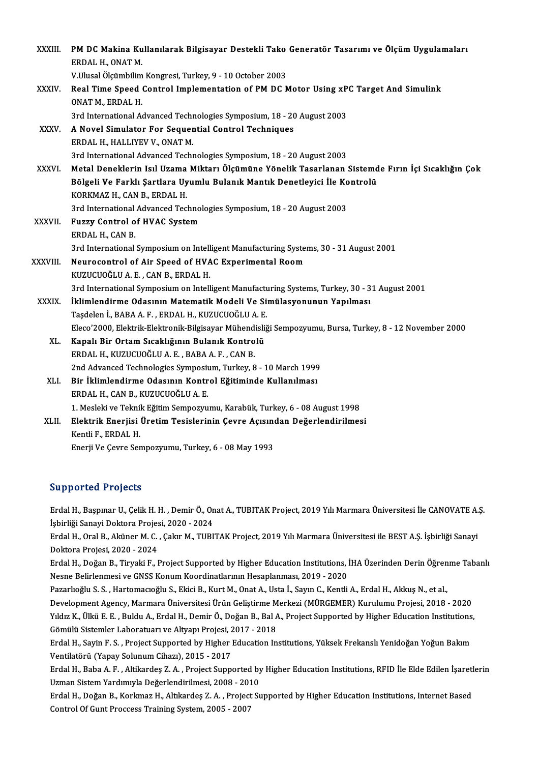XXXIII. **PM DC Makina Kullanılarak Bilgisayar Destekli Tako Generatör Tasarımı ve Ölçüm Uygulamaları**
ERDAL H., ONAT M.
V.Ulusal Ölçümbilim Kongresi, Turkey, 9 - 10 October 2003

XXXIV. **Real Time Speed Control Implementation of PM DC Motor Using xPC Target And Simulink**
ONAT M., ERDAL H.
3rd International Advanced Technologies Symposium, 18 - 20 August 2003

XXXV. **A Novel Simulator For Sequential Control Techniques**
ERDAL H., HALLIYEV V., ONAT M.
3rd International Advanced Technologies Symposium, 18 - 20 August 2003

XXXVI. **Metal Deneklerin Isıl Uzama Miktarı Ölçümüne Yönelik Tasarlanan Sistemde Fırın İçi Sıcaklığın Çok Bölgeli Ve Farklı Şartlara Uyumlu Bulanık Mantık Denetleyici İle Kontrolü**
KORKMAZ H., CAN B., ERDAL H.
3rd International Advanced Technologies Symposium, 18 - 20 August 2003

XXXVII. **Fuzzy Control of HVAC System**
ERDAL H., CAN B.
3rd International Symposium on Intelligent Manufacturing Systems, 30 - 31 August 2001

XXXVIII. **Neurocontrol of Air Speed of HVAC Experimental Room**
KUZUCUOĞLU A. E. , CAN B., ERDAL H.
3rd International Symposium on Intelligent Manufacturing Systems, Turkey, 30 - 31 August 2001

XXXIX. **İklimlendirme Odasının Matematik Modeli Ve Simülasyonunun Yapılması**
Taşdelen İ., BABA A. F. , ERDAL H., KUZUCUOĞLU A. E.
Eleco'2000, Elektrik-Elektronik-Bilgisayar Mühendisliği Sempozyumu, Bursa, Turkey, 8 - 12 November 2000

XL. **Kapalı Bir Ortam Sıcaklığının Bulanık Kontrolü**
ERDAL H., KUZUCUOĞLU A. E. , BABA A. F. , CAN B.
2nd Advanced Technologies Symposium, Turkey, 8 - 10 March 1999

XLI. **Bir İklimlendirme Odasının Kontrol Eğitiminde Kullanılması**
ERDAL H., CAN B., KUZUCUOĞLU A. E.
1. Mesleki ve Teknik Eğitim Sempozyumu, Karabük, Turkey, 6 - 08 August 1998

XLII. **Elektrik Enerjisi Üretim Tesislerinin Çevre Açısından Değerlendirilmesi**
Kentli F., ERDAL H.
Enerji Ve Çevre Sempozyumu, Turkey, 6 - 08 May 1993

## Supported Projects

Erdal H., Başpınar U., Çelik H. H. , Demir Ö., Onat A., TUBITAK Project, 2019 Yılı Marmara Üniversitesi İle CANOVATE A.Ş. İşbirliği Sanayi Doktora Projesi, 2020 - 2024

Erdal H., Oral B., Aküner M. C. , Çakır M., TUBITAK Project, 2019 Yılı Marmara Üniversitesi ile BEST A.Ş. İşbirliği Sanayi Doktora Projesi, 2020 - 2024

Erdal H., Doğan B., Tiryaki F., Project Supported by Higher Education Institutions, İHA Üzerinden Derin Öğrenme Tabanlı Nesne Belirlenmesi ve GNSS Konum Koordinatlarının Hesaplanması, 2019 - 2020

Pazarlıoğlu S. S. , Hartomacıoğlu S., Ekici B., Kurt M., Onat A., Usta İ., Sayın C., Kentli A., Erdal H., Akkuş N., et al., Development Agency, Marmara Üniversitesi Ürün Geliştirme Merkezi (MÜRGEMER) Kurulumu Projesi, 2018 - 2020

Yıldız K., Ülkü E. E. , Buldu A., Erdal H., Demir Ö., Doğan B., Bal A., Project Supported by Higher Education Institutions, Gömülü Sistemler Laboratuarı ve Altyapı Projesi, 2017 - 2018

Erdal H., Sayin F. S. , Project Supported by Higher Education Institutions, Yüksek Frekanslı Yenidoğan Yoğun Bakım Ventilatörü (Yapay Solunum Cihazı), 2015 - 2017

Erdal H., Baba A. F. , Altikardeş Z. A. , Project Supported by Higher Education Institutions, RFID İle Elde Edilen İşaretlerin Uzman Sistem Yardımıyla Değerlendirilmesi, 2008 - 2010

Erdal H., Doğan B., Korkmaz H., Altıkardeş Z. A. , Project Supported by Higher Education Institutions, Internet Based Control Of Gunt Proccess Training System, 2005 - 2007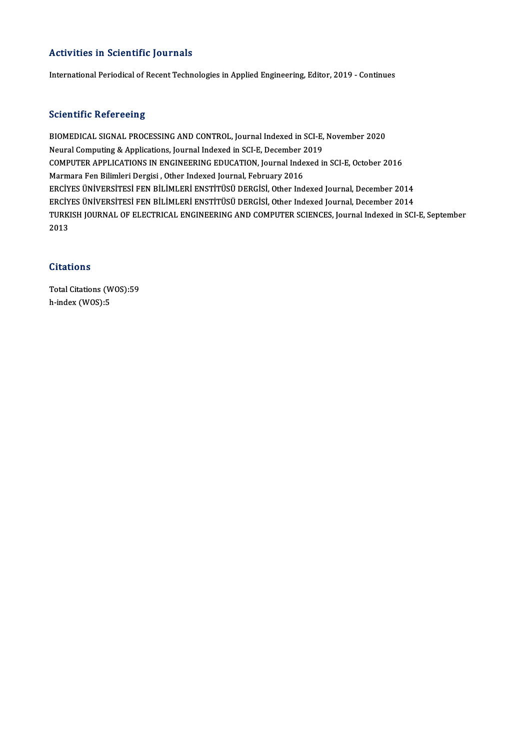## Activities in Scientific Journals

International Periodical of Recent Technologies in Applied Engineering, Editor, 2019 - Continues

## Scientific Refereeing

BIOMEDICAL SIGNAL PROCESSING AND CONTROL, Journal Indexed in SCI-E, November 2020
Neural Computing & Applications, Journal Indexed in SCI-E, December 2019
COMPUTER APPLICATIONS IN ENGINEERING EDUCATION, Journal Indexed in SCI-E, October 2016
Marmara Fen Bilimleri Dergisi , Other Indexed Journal, February 2016
ERCİYES ÜNİVERSİTESİ FEN BİLİMLERİ ENSTİTÜSÜ DERGİSİ, Other Indexed Journal, December 2014
ERCİYES ÜNİVERSİTESİ FEN BİLİMLERİ ENSTİTÜSÜ DERGİSİ, Other Indexed Journal, December 2014
TURKISH JOURNAL OF ELECTRICAL ENGINEERING AND COMPUTER SCIENCES, Journal Indexed in SCI-E, September 2013

## Citations

Total Citations (WOS):59
h-index (WOS):5